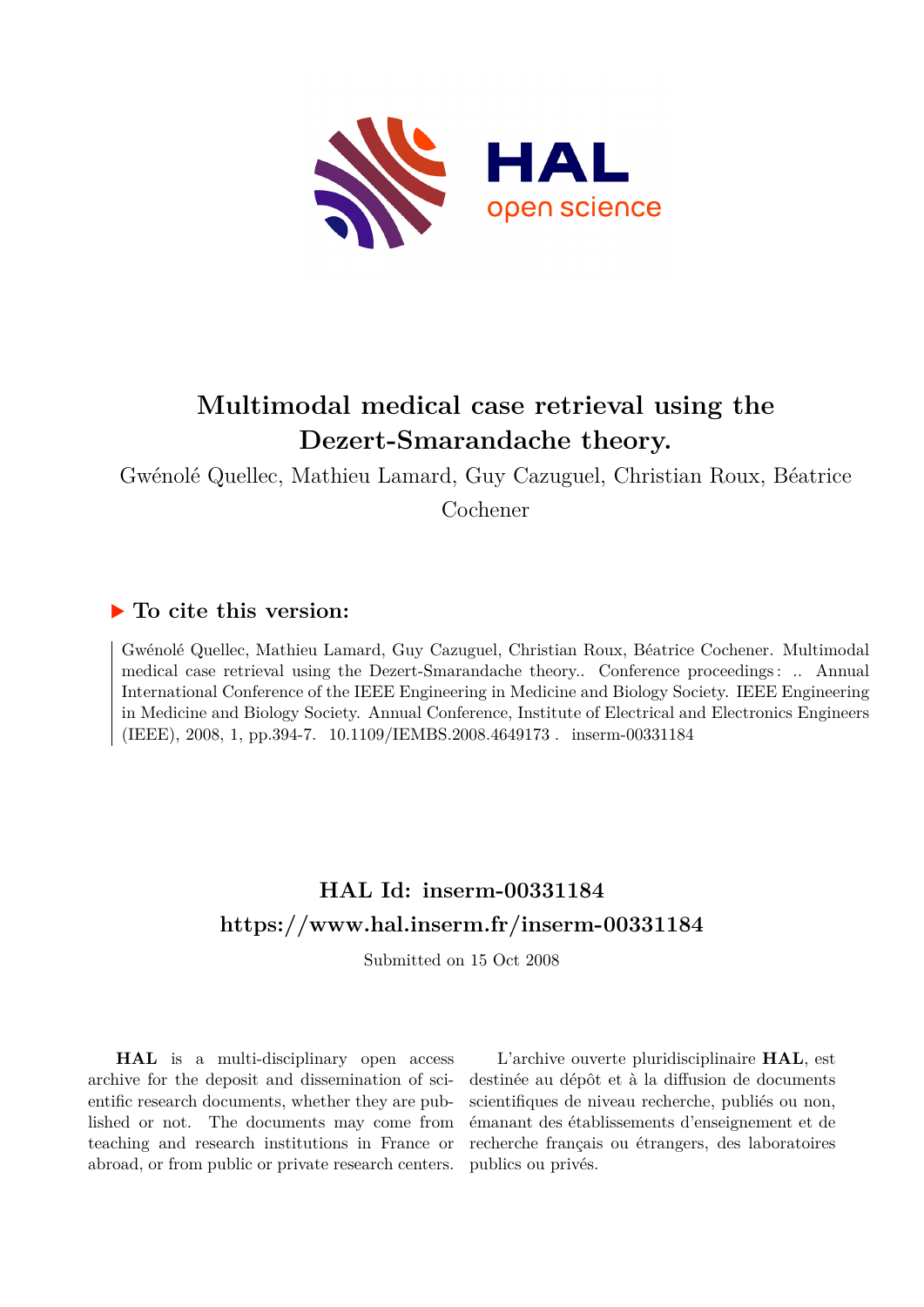# Multimodal medical case retrieval using the Dezert-Smarandache theory.

Gwénolé Quellec, Mathieu Lamard, Guy Cazuguel, Christian Roux, Béatrice Cochener

## ▶ To cite this version:

Gwénolé Quellec, Mathieu Lamard, Guy Cazuguel, Christian Roux, Béatrice Cochener. Multimodal medical case retrieval using the Dezert-Smarandache theory.. Conference proceedings : .. Annual International Conference of the IEEE Engineering in Medicine and Biology Society. IEEE Engineering in Medicine and Biology Society. Annual Conference, Institute of Electrical and Electronics Engineers (IEEE), 2008, 1, pp.394-7. 10.1109/IEMBS.2008.4649173 . inserm-00331184

## HAL Id: inserm-00331184

## https://www.hal.inserm.fr/inserm-00331184

Submitted on 15 Oct 2008

**HAL** is a multi-disciplinary open access archive for the deposit and dissemination of scientific research documents, whether they are published or not. The documents may come from teaching and research institutions in France or abroad, or from public or private research centers.

L'archive ouverte pluridisciplinaire **HAL**, est destinée au dépôt et à la diffusion de documents scientifiques de niveau recherche, publiés ou non, émanant des établissements d'enseignement et de recherche français ou étrangers, des laboratoires publics ou privés.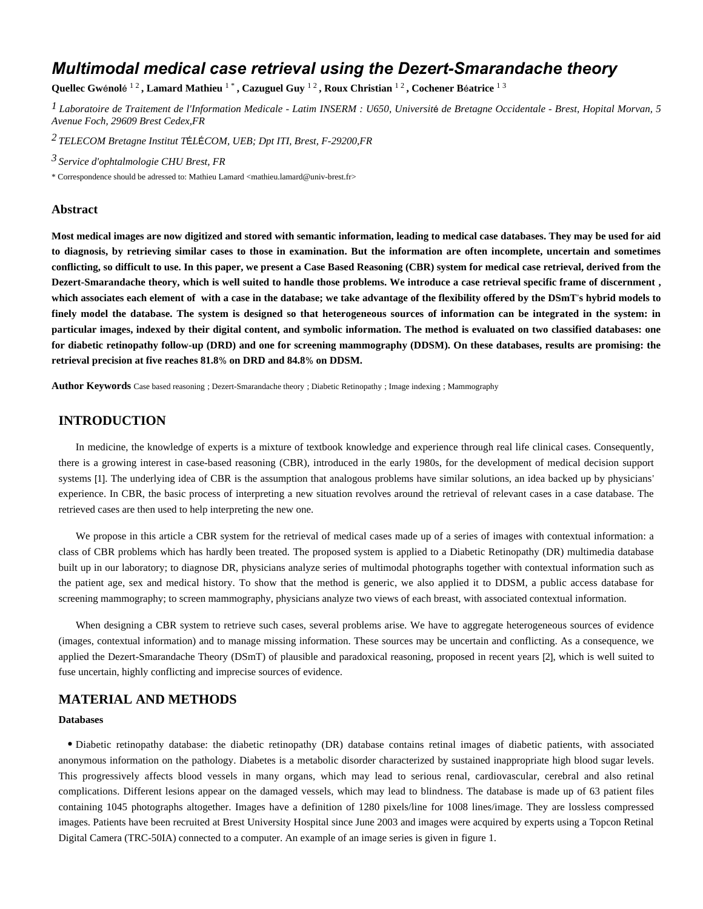# Multimodal medical case retrieval using the Dezert-Smarandache theory

**Quellec Gwénolé** [1 2] **, Lamard Mathieu** [1 *] **, Cazuguel Guy** [1 2] **, Roux Christian** [1 2] **, Cochener Béatrice** [1 3]

[1] *Laboratoire de Traitement de l'Information Medicale - Latim INSERM : U650, Université de Bretagne Occidentale - Brest, Hopital Morvan, 5 Avenue Foch, 29609 Brest Cedex,FR*

[2] *TELECOM Bretagne Institut TÉLÉCOM, UEB; Dpt ITI, Brest, F-29200,FR*

[3] *Service d'ophtalmologie CHU Brest, FR*

* Correspondence should be adressed to: Mathieu Lamard <mathieu.lamard@univ-brest.fr>

## Abstract

**Most medical images are now digitized and stored with semantic information, leading to medical case databases. They may be used for aid to diagnosis, by retrieving similar cases to those in examination. But the information are often incomplete, uncertain and sometimes conflicting, so difficult to use. In this paper, we present a Case Based Reasoning (CBR) system for medical case retrieval, derived from the Dezert-Smarandache theory, which is well suited to handle those problems. We introduce a case retrieval specific frame of discernment , which associates each element of with a case in the database; we take advantage of the flexibility offered by the DSmT's hybrid models to finely model the database. The system is designed so that heterogeneous sources of information can be integrated in the system: in particular images, indexed by their digital content, and symbolic information. The method is evaluated on two classified databases: one for diabetic retinopathy follow-up (DRD) and one for screening mammography (DDSM). On these databases, results are promising: the retrieval precision at five reaches 81.8% on DRD and 84.8% on DDSM.**

**Author Keywords** Case based reasoning ; Dezert-Smarandache theory ; Diabetic Retinopathy ; Image indexing ; Mammography

## INTRODUCTION

In medicine, the knowledge of experts is a mixture of textbook knowledge and experience through real life clinical cases. Consequently, there is a growing interest in case-based reasoning (CBR), introduced in the early 1980s, for the development of medical decision support systems [1]. The underlying idea of CBR is the assumption that analogous problems have similar solutions, an idea backed up by physicians' experience. In CBR, the basic process of interpreting a new situation revolves around the retrieval of relevant cases in a case database. The retrieved cases are then used to help interpreting the new one.

We propose in this article a CBR system for the retrieval of medical cases made up of a series of images with contextual information: a class of CBR problems which has hardly been treated. The proposed system is applied to a Diabetic Retinopathy (DR) multimedia database built up in our laboratory; to diagnose DR, physicians analyze series of multimodal photographs together with contextual information such as the patient age, sex and medical history. To show that the method is generic, we also applied it to DDSM, a public access database for screening mammography; to screen mammography, physicians analyze two views of each breast, with associated contextual information.

When designing a CBR system to retrieve such cases, several problems arise. We have to aggregate heterogeneous sources of evidence (images, contextual information) and to manage missing information. These sources may be uncertain and conflicting. As a consequence, we applied the Dezert-Smarandache Theory (DSmT) of plausible and paradoxical reasoning, proposed in recent years [2], which is well suited to fuse uncertain, highly conflicting and imprecise sources of evidence.

## MATERIAL AND METHODS

### Databases

- Diabetic retinopathy database: the diabetic retinopathy (DR) database contains retinal images of diabetic patients, with associated anonymous information on the pathology. Diabetes is a metabolic disorder characterized by sustained inappropriate high blood sugar levels. This progressively affects blood vessels in many organs, which may lead to serious renal, cardiovascular, cerebral and also retinal complications. Different lesions appear on the damaged vessels, which may lead to blindness. The database is made up of 63 patient files containing 1045 photographs altogether. Images have a definition of 1280 pixels/line for 1008 lines/image. They are lossless compressed images. Patients have been recruited at Brest University Hospital since June 2003 and images were acquired by experts using a Topcon Retinal Digital Camera (TRC-50IA) connected to a computer. An example of an image series is given in figure 1.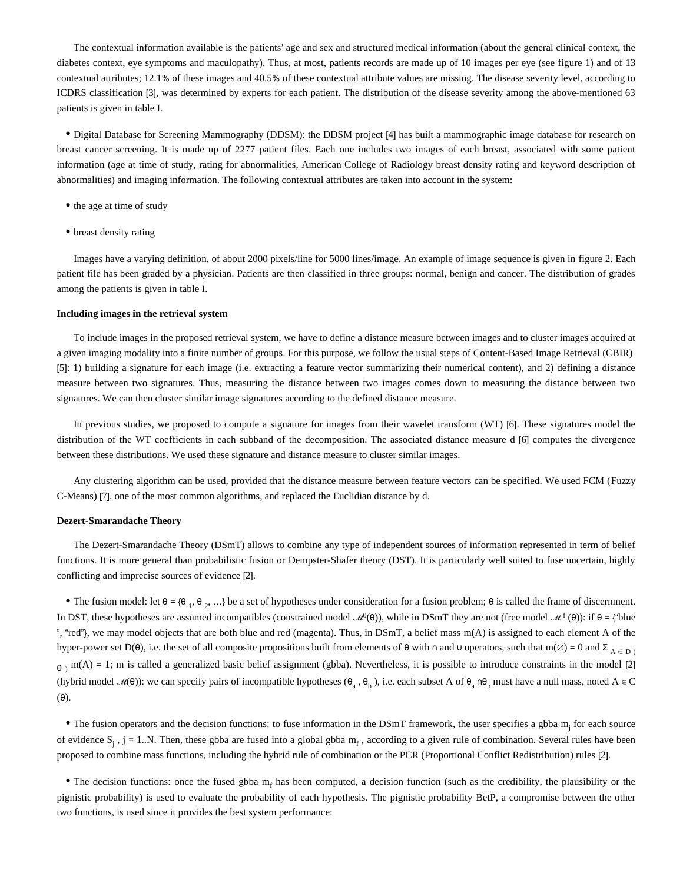The contextual information available is the patients' age and sex and structured medical information (about the general clinical context, the diabetes context, eye symptoms and maculopathy). Thus, at most, patients records are made up of 10 images per eye (see figure 1) and of 13 contextual attributes; 12.1% of these images and 40.5% of these contextual attribute values are missing. The disease severity level, according to ICDRS classification [3], was determined by experts for each patient. The distribution of the disease severity among the above-mentioned 63 patients is given in table I.

- Digital Database for Screening Mammography (DDSM): the DDSM project [4] has built a mammographic image database for research on breast cancer screening. It is made up of 2277 patient files. Each one includes two images of each breast, associated with some patient information (age at time of study, rating for abnormalities, American College of Radiology breast density rating and keyword description of abnormalities) and imaging information. The following contextual attributes are taken into account in the system:

- the age at time of study
- breast density rating

Images have a varying definition, of about 2000 pixels/line for 5000 lines/image. An example of image sequence is given in figure 2. Each patient file has been graded by a physician. Patients are then classified in three groups: normal, benign and cancer. The distribution of grades among the patients is given in table I.

**Including images in the retrieval system**

To include images in the proposed retrieval system, we have to define a distance measure between images and to cluster images acquired at a given imaging modality into a finite number of groups. For this purpose, we follow the usual steps of Content-Based Image Retrieval (CBIR) [5]: 1) building a signature for each image (i.e. extracting a feature vector summarizing their numerical content), and 2) defining a distance measure between two signatures. Thus, measuring the distance between two images comes down to measuring the distance between two signatures. We can then cluster similar image signatures according to the defined distance measure.

In previous studies, we proposed to compute a signature for images from their wavelet transform (WT) [6]. These signatures model the distribution of the WT coefficients in each subband of the decomposition. The associated distance measure d [6] computes the divergence between these distributions. We used these signature and distance measure to cluster similar images.

Any clustering algorithm can be used, provided that the distance measure between feature vectors can be specified. We used FCM (Fuzzy C-Means) [7], one of the most common algorithms, and replaced the Euclidian distance by d.

**Dezert-Smarandache Theory**

The Dezert-Smarandache Theory (DSmT) allows to combine any type of independent sources of information represented in term of belief functions. It is more general than probabilistic fusion or Dempster-Shafer theory (DST). It is particularly well suited to fuse uncertain, highly conflicting and imprecise sources of evidence [2].

- The fusion model: let $\theta = \{\theta_1, \theta_2, \ldots\}$ be a set of hypotheses under consideration for a fusion problem; $\theta$ is called the frame of discernment. In DST, these hypotheses are assumed incompatibles (constrained model $\mathcal{M}^0(\theta)$), while in DSmT they are not (free model $\mathcal{M}^f(\theta)$): if $\theta$ = {"blue", "red"}, we may model objects that are both blue and red (magenta). Thus, in DSmT, a belief mass m(A) is assigned to each element A of the hyper-power set $D(\theta)$, i.e. the set of all composite propositions built from elements of $\theta$ with $\cap$ and $\cup$ operators, such that $m(\emptyset) = 0$ and $\Sigma_{A \in D(\theta)} m(A) = 1$; m is called a generalized basic belief assignment (gbba). Nevertheless, it is possible to introduce constraints in the model [2] (hybrid model $\mathcal{M}(\theta)$): we can specify pairs of incompatible hypotheses $(\theta_a, \theta_b)$, i.e. each subset A of $\theta_a \cap \theta_b$ must have a null mass, noted $A \in C(\theta)$.

- The fusion operators and the decision functions: to fuse information in the DSmT framework, the user specifies a gbba $m_j$ for each source of evidence $S_j$, j = 1..N. Then, these gbba are fused into a global gbba $m_f$, according to a given rule of combination. Several rules have been proposed to combine mass functions, including the hybrid rule of combination or the PCR (Proportional Conflict Redistribution) rules [2].

- The decision functions: once the fused gbba $m_f$ has been computed, a decision function (such as the credibility, the plausibility or the pignistic probability) is used to evaluate the probability of each hypothesis. The pignistic probability BetP, a compromise between the other two functions, is used since it provides the best system performance: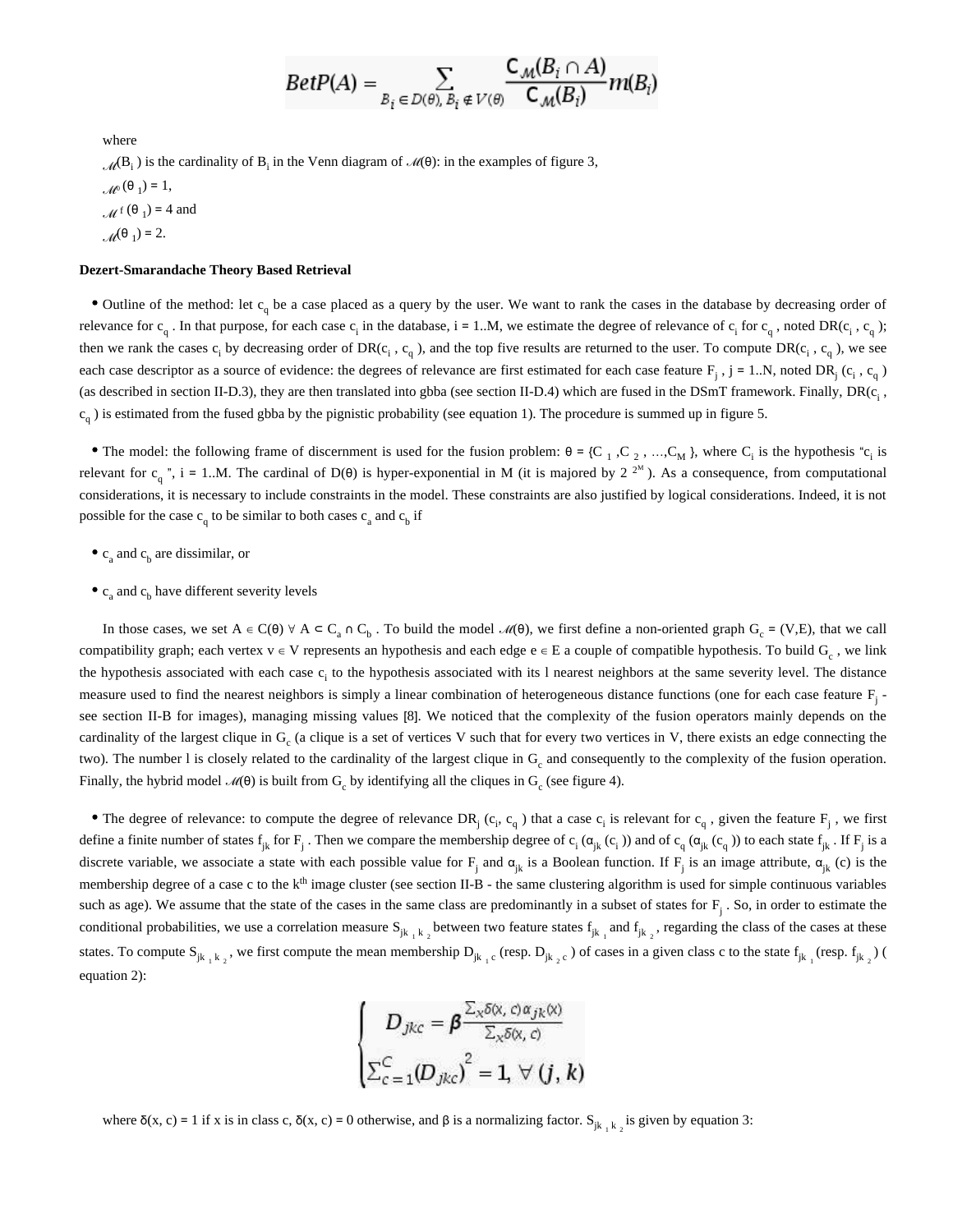$$BetP(A) = \sum_{B_i \in D(\theta),\, B_i \notin V(\theta)} \frac{\mathsf{C}_{\mathcal{M}}(B_i \cap A)}{\mathsf{C}_{\mathcal{M}}(B_i)} m(B_i)$$

where

$\mathcal{M}(B_i)$ is the cardinality of $B_i$ in the Venn diagram of $\mathcal{M}(\theta)$: in the examples of figure 3,

$\mathcal{M}^0(\theta_1) = 1$,

$\mathcal{M}^f(\theta_1) = 4$ and

$\mathcal{M}(\theta_1) = 2$.

**Dezert-Smarandache Theory Based Retrieval**

- Outline of the method: let $c_q$ be a case placed as a query by the user. We want to rank the cases in the database by decreasing order of relevance for $c_q$. In that purpose, for each case $c_i$ in the database, i = 1..M, we estimate the degree of relevance of $c_i$ for $c_q$, noted $DR(c_i, c_q)$; then we rank the cases $c_i$ by decreasing order of $DR(c_i, c_q)$, and the top five results are returned to the user. To compute $DR(c_i, c_q)$, we see each case descriptor as a source of evidence: the degrees of relevance are first estimated for each case feature $F_j$, j = 1..N, noted $DR_j(c_i, c_q)$ (as described in section II-D.3), they are then translated into gbba (see section II-D.4) which are fused in the DSmT framework. Finally, $DR(c_i, c_q)$ is estimated from the fused gbba by the pignistic probability (see equation 1). The procedure is summed up in figure 5.

- The model: the following frame of discernment is used for the fusion problem: $\theta = \{C_1, C_2, \ldots, C_M\}$, where $C_i$ is the hypothesis "$c_i$ is relevant for $c_q$", i = 1..M. The cardinal of $D(\theta)$ is hyper-exponential in M (it is majored by $2^{2^M}$). As a consequence, from computational considerations, it is necessary to include constraints in the model. These constraints are also justified by logical considerations. Indeed, it is not possible for the case $c_q$ to be similar to both cases $c_a$ and $c_b$ if

- $c_a$ and $c_b$ are dissimilar, or

- $c_a$ and $c_b$ have different severity levels

In those cases, we set $A \in C(\theta)\ \forall\ A \subset C_a \cap C_b$. To build the model $\mathcal{M}(\theta)$, we first define a non-oriented graph $G_c = (V,E)$, that we call compatibility graph; each vertex $v \in V$ represents an hypothesis and each edge $e \in E$ a couple of compatible hypothesis. To build $G_c$, we link the hypothesis associated with each case $c_i$ to the hypothesis associated with its l nearest neighbors at the same severity level. The distance measure used to find the nearest neighbors is simply a linear combination of heterogeneous distance functions (one for each case feature $F_j$ - see section II-B for images), managing missing values [8]. We noticed that the complexity of the fusion operators mainly depends on the cardinality of the largest clique in $G_c$ (a clique is a set of vertices V such that for every two vertices in V, there exists an edge connecting the two). The number l is closely related to the cardinality of the largest clique in $G_c$ and consequently to the complexity of the fusion operation. Finally, the hybrid model $\mathcal{M}(\theta)$ is built from $G_c$ by identifying all the cliques in $G_c$ (see figure 4).

- The degree of relevance: to compute the degree of relevance $DR_j(c_i, c_q)$ that a case $c_i$ is relevant for $c_q$, given the feature $F_j$, we first define a finite number of states $f_{jk}$ for $F_j$. Then we compare the membership degree of $c_i$ ($\alpha_{jk}(c_i)$) and of $c_q$ ($\alpha_{jk}(c_q)$) to each state $f_{jk}$. If $F_j$ is a discrete variable, we associate a state with each possible value for $F_j$ and $\alpha_{jk}$ is a Boolean function. If $F_j$ is an image attribute, $\alpha_{jk}(c)$ is the membership degree of a case c to the k^th^ image cluster (see section II-B - the same clustering algorithm is used for simple continuous variables such as age). We assume that the state of the cases in the same class are predominantly in a subset of states for $F_j$. So, in order to estimate the conditional probabilities, we use a correlation measure $S_{jk_1k_2}$ between two feature states $f_{jk_1}$ and $f_{jk_2}$, regarding the class of the cases at these states. To compute $S_{jk_1k_2}$, we first compute the mean membership $D_{jk_1c}$ (resp. $D_{jk_2c}$) of cases in a given class c to the state $f_{jk_1}$ (resp. $f_{jk_2}$) (equation 2):

$$\begin{cases} D_{jkc} = \beta \dfrac{\sum_x \delta(x,c)\alpha_{jk}(x)}{\sum_x \delta(x,c)} \\ \sum_{c=1}^{C} (D_{jkc})^2 = 1,\ \forall (j,k) \end{cases}$$

where $\delta(x, c) = 1$ if x is in class c, $\delta(x, c) = 0$ otherwise, and $\beta$ is a normalizing factor. $S_{jk_1k_2}$ is given by equation 3: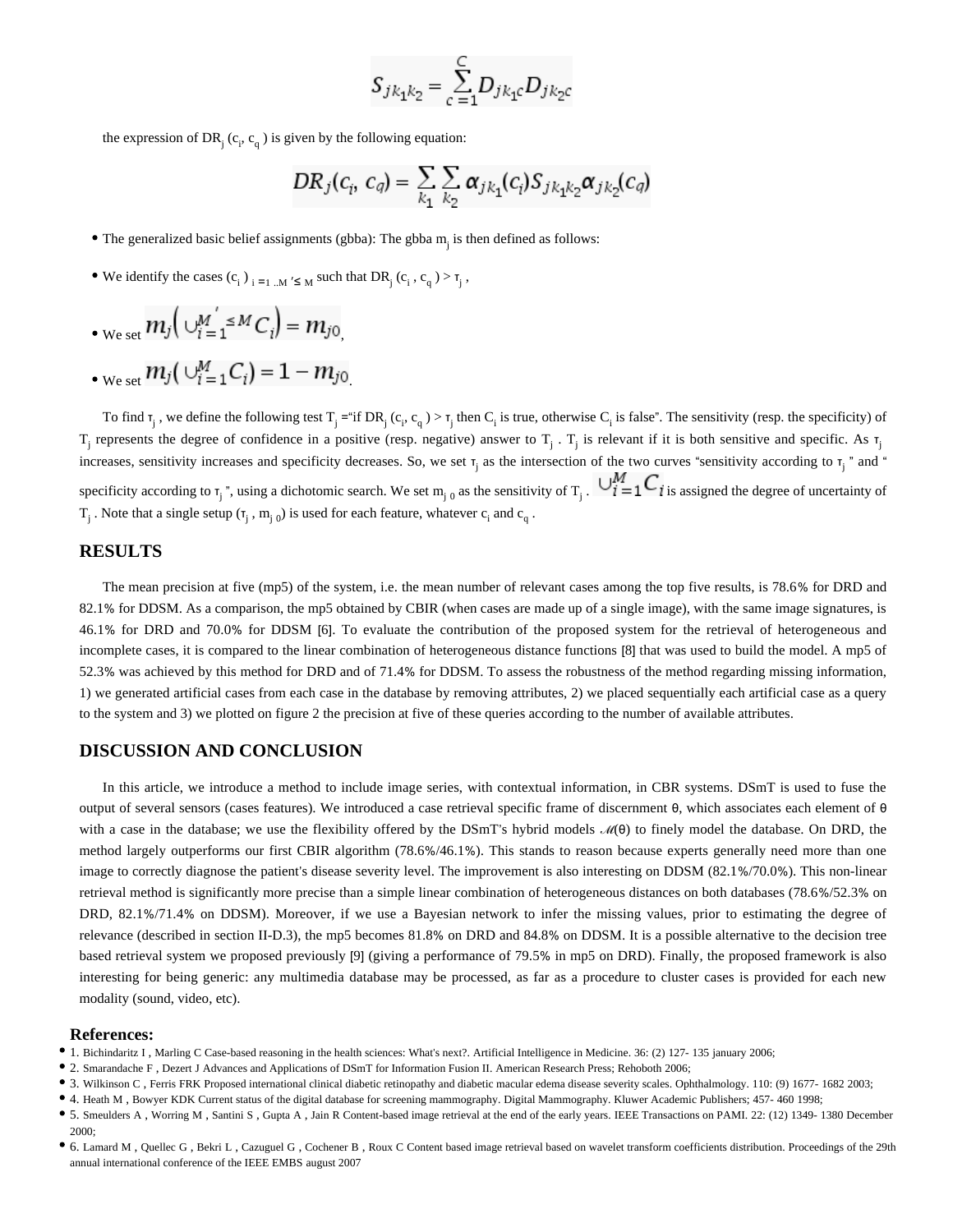$$S_{jk_1k_2} = \sum_{c=1}^{C} D_{jk_1c} D_{jk_2c}$$

the expression of $DR_j(c_i, c_q)$ is given by the following equation:

$$DR_j(c_i, c_q) = \sum_{k_1} \sum_{k_2} \alpha_{jk_1}(c_i) S_{jk_1k_2} \alpha_{jk_2}(c_q)$$

- The generalized basic belief assignments (gbba): The gbba $m_j$ is then defined as follows:
- We identify the cases $(c_i)_{i=1..M' \leq M}$ such that $DR_j(c_i, c_q) > \tau_j$,
- We set $m_j\left(\cup_{i=1}^{M' \leq M} C_i\right) = m_{j0}$,
- We set $m_j\left(\cup_{i=1}^{M} C_i\right) = 1 - m_{j0}$.

To find $\tau_j$, we define the following test $T_j$ ="if $DR_j(c_i, c_q) > \tau_j$ then $C_i$ is true, otherwise $C_i$ is false". The sensitivity (resp. the specificity) of $T_j$ represents the degree of confidence in a positive (resp. negative) answer to $T_j$. $T_j$ is relevant if it is both sensitive and specific. As $\tau_j$ increases, sensitivity increases and specificity decreases. So, we set $\tau_j$ as the intersection of the two curves "sensitivity according to $\tau_j$" and "specificity according to $\tau_j$", using a dichotomic search. We set $m_{j0}$ as the sensitivity of $T_j$. $\cup_{i=1}^{M} C_i$ is assigned the degree of uncertainty of $T_j$. Note that a single setup $(\tau_j, m_{j0})$ is used for each feature, whatever $c_i$ and $c_q$.

## RESULTS

The mean precision at five (mp5) of the system, i.e. the mean number of relevant cases among the top five results, is 78.6% for DRD and 82.1% for DDSM. As a comparison, the mp5 obtained by CBIR (when cases are made up of a single image), with the same image signatures, is 46.1% for DRD and 70.0% for DDSM [6]. To evaluate the contribution of the proposed system for the retrieval of heterogeneous and incomplete cases, it is compared to the linear combination of heterogeneous distance functions [8] that was used to build the model. A mp5 of 52.3% was achieved by this method for DRD and of 71.4% for DDSM. To assess the robustness of the method regarding missing information, 1) we generated artificial cases from each case in the database by removing attributes, 2) we placed sequentially each artificial case as a query to the system and 3) we plotted on figure 2 the precision at five of these queries according to the number of available attributes.

## DISCUSSION AND CONCLUSION

In this article, we introduce a method to include image series, with contextual information, in CBR systems. DSmT is used to fuse the output of several sensors (cases features). We introduced a case retrieval specific frame of discernment $\theta$, which associates each element of $\theta$ with a case in the database; we use the flexibility offered by the DSmT's hybrid models $\mathcal{M}(\theta)$ to finely model the database. On DRD, the method largely outperforms our first CBIR algorithm (78.6%/46.1%). This stands to reason because experts generally need more than one image to correctly diagnose the patient's disease severity level. The improvement is also interesting on DDSM (82.1%/70.0%). This non-linear retrieval method is significantly more precise than a simple linear combination of heterogeneous distances on both databases (78.6%/52.3% on DRD, 82.1%/71.4% on DDSM). Moreover, if we use a Bayesian network to infer the missing values, prior to estimating the degree of relevance (described in section II-D.3), the mp5 becomes 81.8% on DRD and 84.8% on DDSM. It is a possible alternative to the decision tree based retrieval system we proposed previously [9] (giving a performance of 79.5% in mp5 on DRD). Finally, the proposed framework is also interesting for being generic: any multimedia database may be processed, as far as a procedure to cluster cases is provided for each new modality (sound, video, etc).

## References:

- 1. Bichindaritz I , Marling C Case-based reasoning in the health sciences: What's next?. Artificial Intelligence in Medicine. 36: (2) 127- 135 january 2006;
- 2. Smarandache F , Dezert J Advances and Applications of DSmT for Information Fusion II. American Research Press; Rehoboth 2006;
- 3. Wilkinson C , Ferris FRK Proposed international clinical diabetic retinopathy and diabetic macular edema disease severity scales. Ophthalmology. 110: (9) 1677- 1682 2003;
- 4. Heath M , Bowyer KDK Current status of the digital database for screening mammography. Digital Mammography. Kluwer Academic Publishers; 457- 460 1998;
- 5. Smeulders A , Worring M , Santini S , Gupta A , Jain R Content-based image retrieval at the end of the early years. IEEE Transactions on PAMI. 22: (12) 1349- 1380 December 2000;
- 6. Lamard M , Quellec G , Bekri L , Cazuguel G , Cochener B , Roux C Content based image retrieval based on wavelet transform coefficients distribution. Proceedings of the 29th annual international conference of the IEEE EMBS august 2007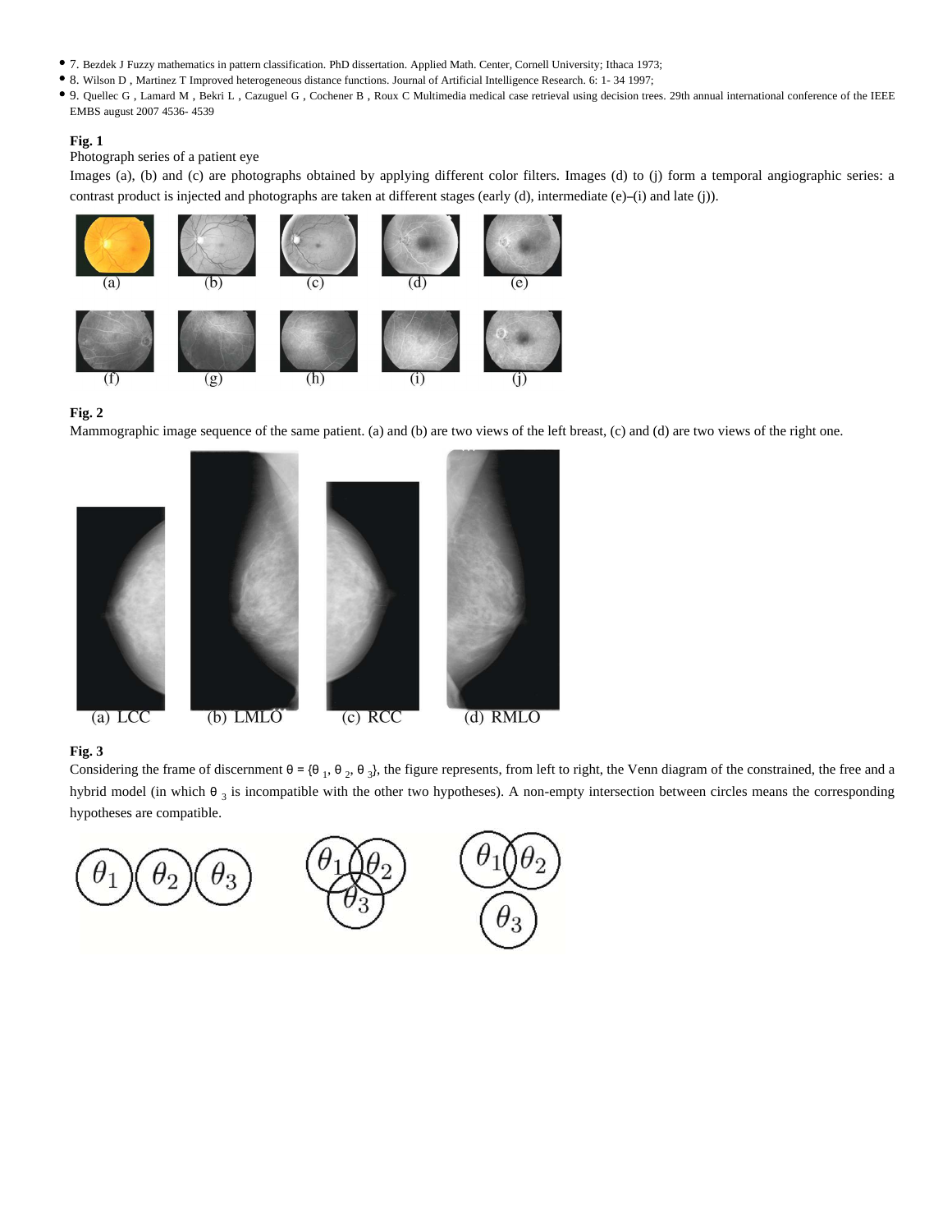- 7. Bezdek J Fuzzy mathematics in pattern classification. PhD dissertation. Applied Math. Center, Cornell University; Ithaca 1973;
- 8. Wilson D , Martinez T Improved heterogeneous distance functions. Journal of Artificial Intelligence Research. 6: 1- 34 1997;
- 9. Quellec G , Lamard M , Bekri L , Cazuguel G , Cochener B , Roux C Multimedia medical case retrieval using decision trees. 29th annual international conference of the IEEE EMBS august 2007 4536- 4539

**Fig. 1**

Photograph series of a patient eye

Images (a), (b) and (c) are photographs obtained by applying different color filters. Images (d) to (j) form a temporal angiographic series: a contrast product is injected and photographs are taken at different stages (early (d), intermediate (e)–(i) and late (j)).

**Fig. 2**

Mammographic image sequence of the same patient. (a) and (b) are two views of the left breast, (c) and (d) are two views of the right one.

**Fig. 3**

Considering the frame of discernment $\theta = \{\theta_1, \theta_2, \theta_3\}$, the figure represents, from left to right, the Venn diagram of the constrained, the free and a hybrid model (in which $\theta_3$ is incompatible with the other two hypotheses). A non-empty intersection between circles means the corresponding hypotheses are compatible.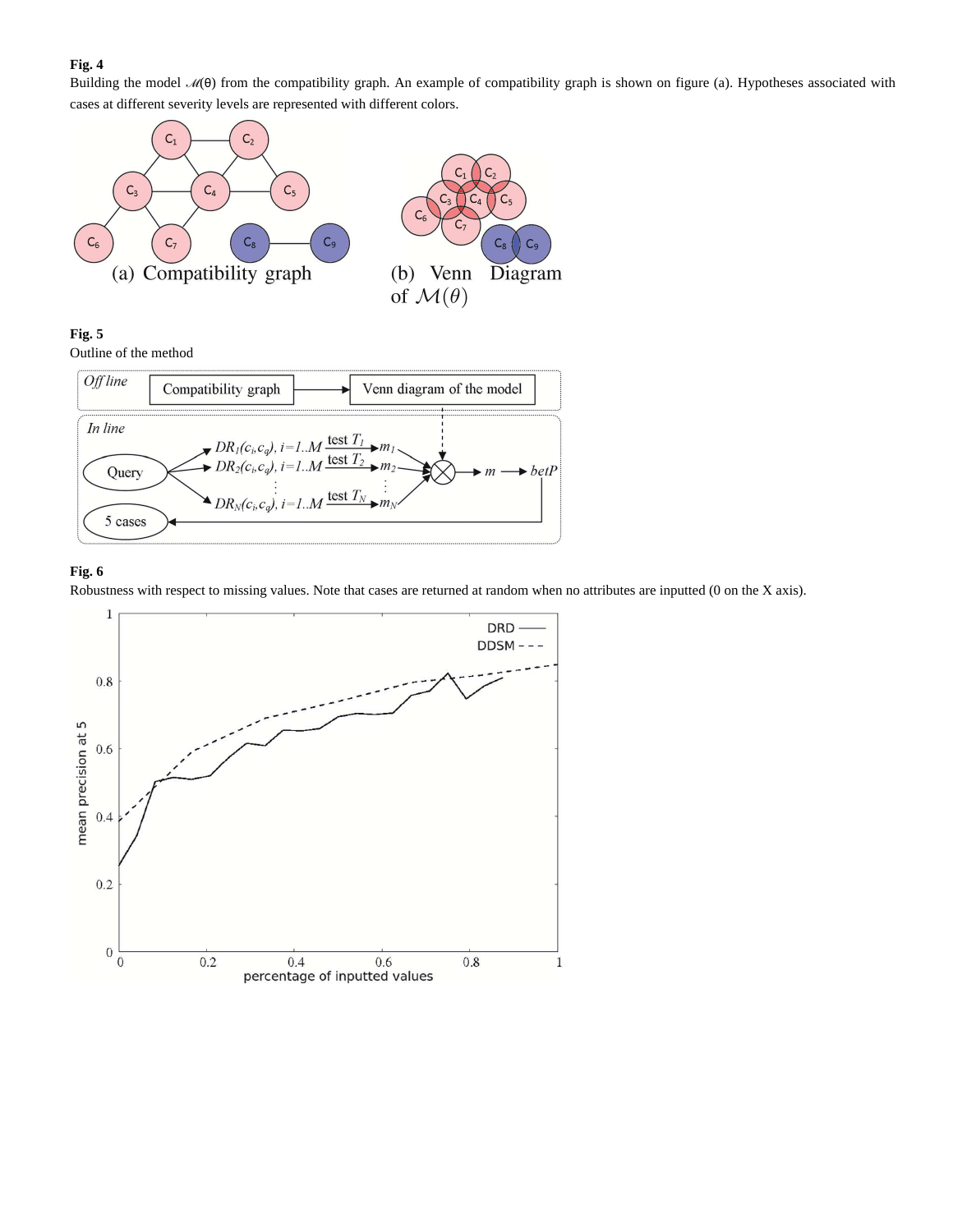**Fig. 4**

Building the model $\mathcal{M}(\theta)$ from the compatibility graph. An example of compatibility graph is shown on figure (a). Hypotheses associated with cases at different severity levels are represented with different colors.

**Fig. 5**

Outline of the method

**Fig. 6**

Robustness with respect to missing values. Note that cases are returned at random when no attributes are inputted (0 on the X axis).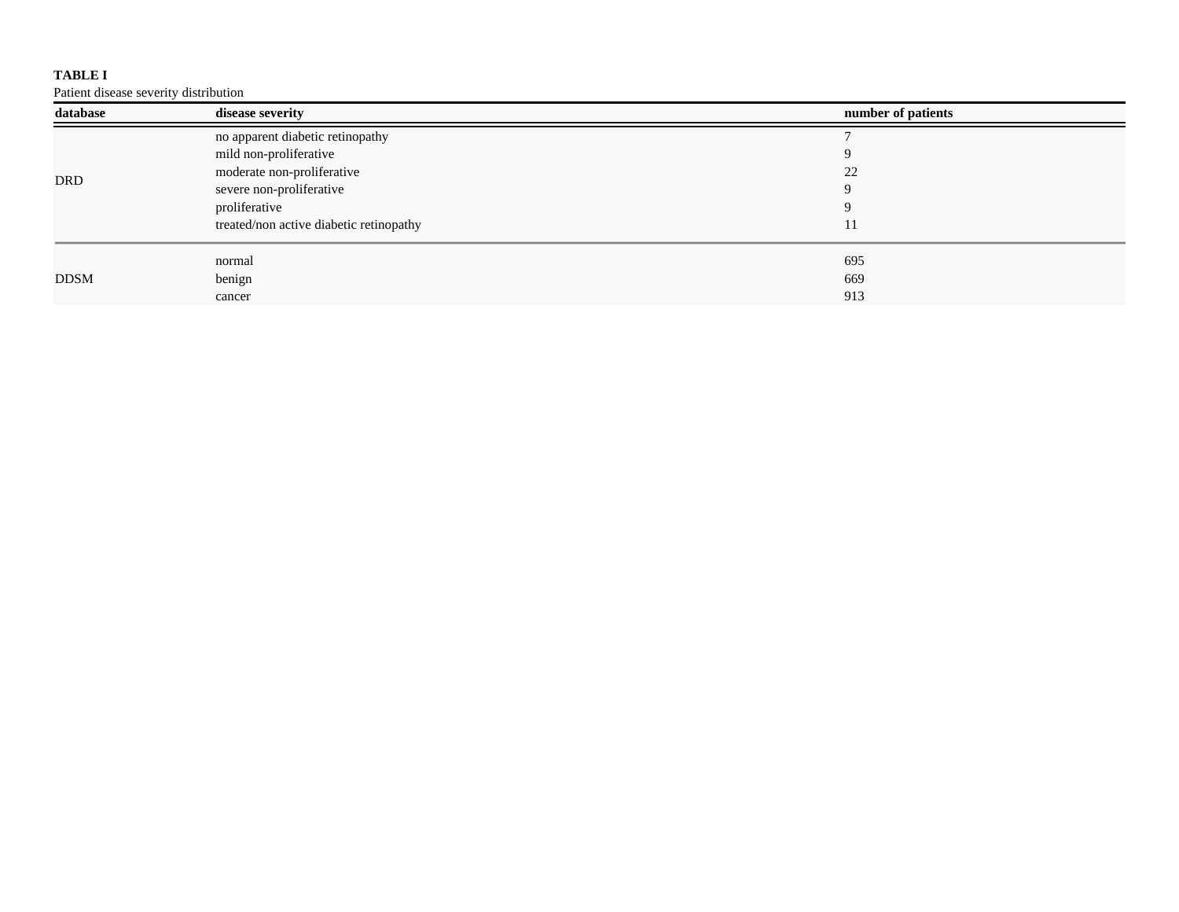**TABLE I**

Patient disease severity distribution

| database | disease severity | number of patients |
|---|---|---|
| DRD | no apparent diabetic retinopathy | 7 |
| | mild non-proliferative | 9 |
| | moderate non-proliferative | 22 |
| | severe non-proliferative | 9 |
| | proliferative | 9 |
| | treated/non active diabetic retinopathy | 11 |
| DDSM | normal | 695 |
| | benign | 669 |
| | cancer | 913 |